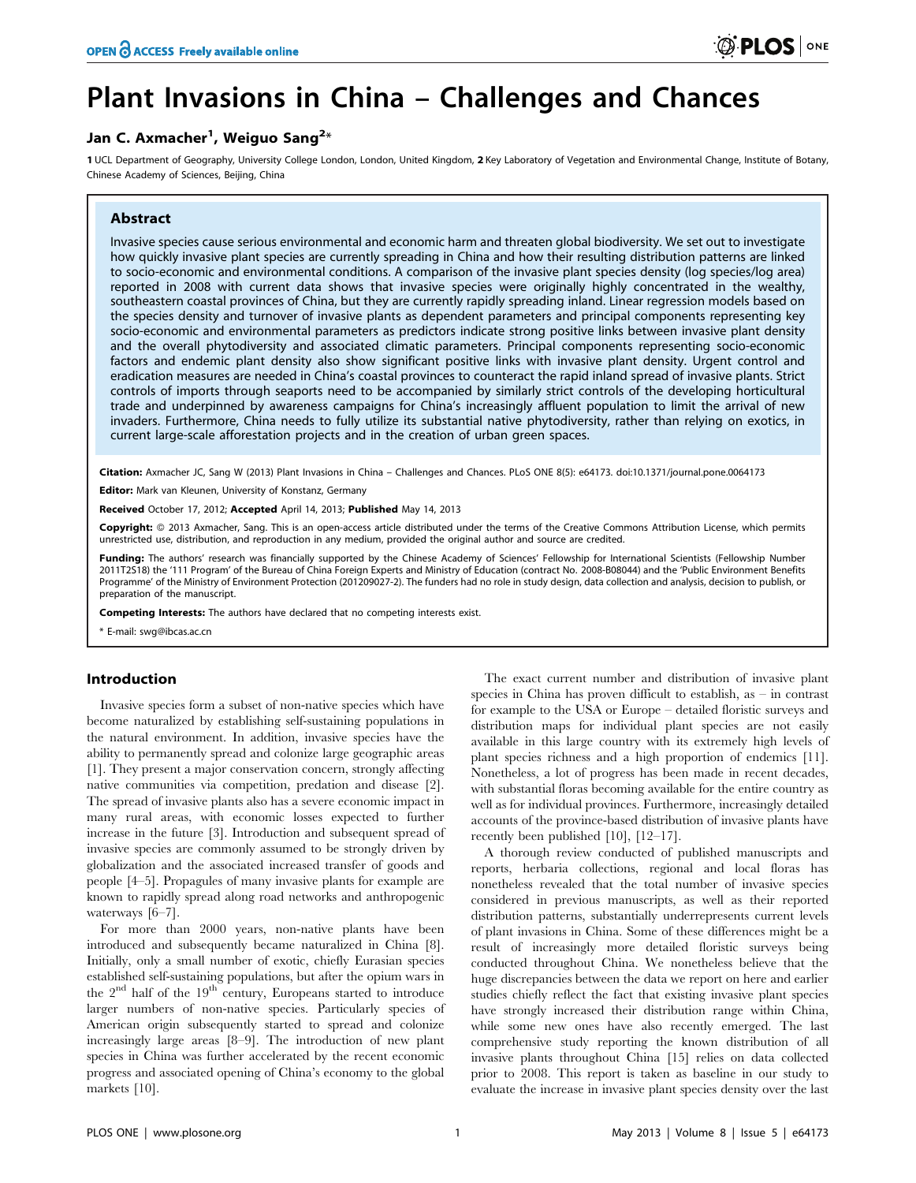# Plant Invasions in China – Challenges and Chances

**Jan C. Axmacher[1], Weiguo Sang[2]***

1 UCL Department of Geography, University College London, London, United Kingdom, 2 Key Laboratory of Vegetation and Environmental Change, Institute of Botany, Chinese Academy of Sciences, Beijing, China

## Abstract

Invasive species cause serious environmental and economic harm and threaten global biodiversity. We set out to investigate how quickly invasive plant species are currently spreading in China and how their resulting distribution patterns are linked to socio-economic and environmental conditions. A comparison of the invasive plant species density (log species/log area) reported in 2008 with current data shows that invasive species were originally highly concentrated in the wealthy, southeastern coastal provinces of China, but they are currently rapidly spreading inland. Linear regression models based on the species density and turnover of invasive plants as dependent parameters and principal components representing key socio-economic and environmental parameters as predictors indicate strong positive links between invasive plant density and the overall phytodiversity and associated climatic parameters. Principal components representing socio-economic factors and endemic plant density also show significant positive links with invasive plant density. Urgent control and eradication measures are needed in China's coastal provinces to counteract the rapid inland spread of invasive plants. Strict controls of imports through seaports need to be accompanied by similarly strict controls of the developing horticultural trade and underpinned by awareness campaigns for China's increasingly affluent population to limit the arrival of new invaders. Furthermore, China needs to fully utilize its substantial native phytodiversity, rather than relying on exotics, in current large-scale afforestation projects and in the creation of urban green spaces.

**Citation:** Axmacher JC, Sang W (2013) Plant Invasions in China – Challenges and Chances. PLoS ONE 8(5): e64173. doi:10.1371/journal.pone.0064173

**Editor:** Mark van Kleunen, University of Konstanz, Germany

**Received** October 17, 2012; **Accepted** April 14, 2013; **Published** May 14, 2013

**Copyright:** © 2013 Axmacher, Sang. This is an open-access article distributed under the terms of the Creative Commons Attribution License, which permits unrestricted use, distribution, and reproduction in any medium, provided the original author and source are credited.

**Funding:** The authors' research was financially supported by the Chinese Academy of Sciences' Fellowship for International Scientists (Fellowship Number 2011T2S18) the '111 Program' of the Bureau of China Foreign Experts and Ministry of Education (contract No. 2008-B08044) and the 'Public Environment Benefits Programme' of the Ministry of Environment Protection (201209027-2). The funders had no role in study design, data collection and analysis, decision to publish, or preparation of the manuscript.

**Competing Interests:** The authors have declared that no competing interests exist.

\* E-mail: swg@ibcas.ac.cn

## Introduction

Invasive species form a subset of non-native species which have become naturalized by establishing self-sustaining populations in the natural environment. In addition, invasive species have the ability to permanently spread and colonize large geographic areas [1]. They present a major conservation concern, strongly affecting native communities via competition, predation and disease [2]. The spread of invasive plants also has a severe economic impact in many rural areas, with economic losses expected to further increase in the future [3]. Introduction and subsequent spread of invasive species are commonly assumed to be strongly driven by globalization and the associated increased transfer of goods and people [4–5]. Propagules of many invasive plants for example are known to rapidly spread along road networks and anthropogenic waterways [6–7].

For more than 2000 years, non-native plants have been introduced and subsequently became naturalized in China [8]. Initially, only a small number of exotic, chiefly Eurasian species established self-sustaining populations, but after the opium wars in the 2nd half of the 19th century, Europeans started to introduce larger numbers of non-native species. Particularly species of American origin subsequently started to spread and colonize increasingly large areas [8–9]. The introduction of new plant species in China was further accelerated by the recent economic progress and associated opening of China's economy to the global markets [10].

The exact current number and distribution of invasive plant species in China has proven difficult to establish, as – in contrast for example to the USA or Europe – detailed floristic surveys and distribution maps for individual plant species are not easily available in this large country with its extremely high levels of plant species richness and a high proportion of endemics [11]. Nonetheless, a lot of progress has been made in recent decades, with substantial floras becoming available for the entire country as well as for individual provinces. Furthermore, increasingly detailed accounts of the province-based distribution of invasive plants have recently been published [10], [12–17].

A thorough review conducted of published manuscripts and reports, herbaria collections, regional and local floras has nonetheless revealed that the total number of invasive species considered in previous manuscripts, as well as their reported distribution patterns, substantially underrepresents current levels of plant invasions in China. Some of these differences might be a result of increasingly more detailed floristic surveys being conducted throughout China. We nonetheless believe that the huge discrepancies between the data we report on here and earlier studies chiefly reflect the fact that existing invasive plant species have strongly increased their distribution range within China, while some new ones have also recently emerged. The last comprehensive study reporting the known distribution of all invasive plants throughout China [15] relies on data collected prior to 2008. This report is taken as baseline in our study to evaluate the increase in invasive plant species density over the last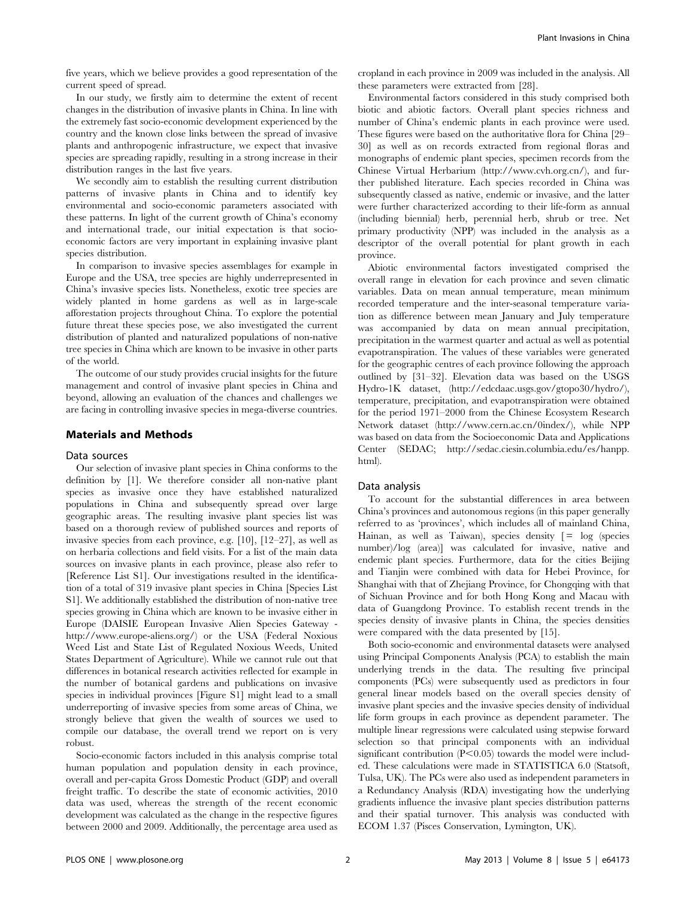five years, which we believe provides a good representation of the current speed of spread.

In our study, we firstly aim to determine the extent of recent changes in the distribution of invasive plants in China. In line with the extremely fast socio-economic development experienced by the country and the known close links between the spread of invasive plants and anthropogenic infrastructure, we expect that invasive species are spreading rapidly, resulting in a strong increase in their distribution ranges in the last five years.

We secondly aim to establish the resulting current distribution patterns of invasive plants in China and to identify key environmental and socio-economic parameters associated with these patterns. In light of the current growth of China's economy and international trade, our initial expectation is that socio-economic factors are very important in explaining invasive plant species distribution.

In comparison to invasive species assemblages for example in Europe and the USA, tree species are highly underrepresented in China's invasive species lists. Nonetheless, exotic tree species are widely planted in home gardens as well as in large-scale afforestation projects throughout China. To explore the potential future threat these species pose, we also investigated the current distribution of planted and naturalized populations of non-native tree species in China which are known to be invasive in other parts of the world.

The outcome of our study provides crucial insights for the future management and control of invasive plant species in China and beyond, allowing an evaluation of the chances and challenges we are facing in controlling invasive species in mega-diverse countries.

## Materials and Methods

### Data sources

Our selection of invasive plant species in China conforms to the definition by [1]. We therefore consider all non-native plant species as invasive once they have established naturalized populations in China and subsequently spread over large geographic areas. The resulting invasive plant species list was based on a thorough review of published sources and reports of invasive species from each province, e.g. [10], [12–27], as well as on herbaria collections and field visits. For a list of the main data sources on invasive plants in each province, please also refer to [Reference List S1]. Our investigations resulted in the identification of a total of 319 invasive plant species in China [Species List S1]. We additionally established the distribution of non-native tree species growing in China which are known to be invasive either in Europe (DAISIE European Invasive Alien Species Gateway - http://www.europe-aliens.org/) or the USA (Federal Noxious Weed List and State List of Regulated Noxious Weeds, United States Department of Agriculture). While we cannot rule out that differences in botanical research activities reflected for example in the number of botanical gardens and publications on invasive species in individual provinces [Figure S1] might lead to a small underreporting of invasive species from some areas of China, we strongly believe that given the wealth of sources we used to compile our database, the overall trend we report on is very robust.

Socio-economic factors included in this analysis comprise total human population and population density in each province, overall and per-capita Gross Domestic Product (GDP) and overall freight traffic. To describe the state of economic activities, 2010 data was used, whereas the strength of the recent economic development was calculated as the change in the respective figures between 2000 and 2009. Additionally, the percentage area used as cropland in each province in 2009 was included in the analysis. All these parameters were extracted from [28].

Environmental factors considered in this study comprised both biotic and abiotic factors. Overall plant species richness and number of China's endemic plants in each province were used. These figures were based on the authoritative flora for China [29–30] as well as on records extracted from regional floras and monographs of endemic plant species, specimen records from the Chinese Virtual Herbarium (http://www.cvh.org.cn/), and further published literature. Each species recorded in China was subsequently classed as native, endemic or invasive, and the latter were further characterized according to their life-form as annual (including biennial) herb, perennial herb, shrub or tree. Net primary productivity (NPP) was included in the analysis as a descriptor of the overall potential for plant growth in each province.

Abiotic environmental factors investigated comprised the overall range in elevation for each province and seven climatic variables. Data on mean annual temperature, mean minimum recorded temperature and the inter-seasonal temperature variation as difference between mean January and July temperature was accompanied by data on mean annual precipitation, precipitation in the warmest quarter and actual as well as potential evapotranspiration. The values of these variables were generated for the geographic centres of each province following the approach outlined by [31–32]. Elevation data was based on the USGS Hydro-1K dataset, (http://edcdaac.usgs.gov/gtopo30/hydro/), temperature, precipitation, and evapotranspiration were obtained for the period 1971–2000 from the Chinese Ecosystem Research Network dataset (http://www.cern.ac.cn/0index/), while NPP was based on data from the Socioeconomic Data and Applications Center (SEDAC; http://sedac.ciesin.columbia.edu/es/hanpp.html).

### Data analysis

To account for the substantial differences in area between China's provinces and autonomous regions (in this paper generally referred to as 'provinces', which includes all of mainland China, Hainan, as well as Taiwan), species density [= log (species number)/log (area)] was calculated for invasive, native and endemic plant species. Furthermore, data for the cities Beijing and Tianjin were combined with data for Hebei Province, for Shanghai with that of Zhejiang Province, for Chongqing with that of Sichuan Province and for both Hong Kong and Macau with data of Guangdong Province. To establish recent trends in the species density of invasive plants in China, the species densities were compared with the data presented by [15].

Both socio-economic and environmental datasets were analysed using Principal Components Analysis (PCA) to establish the main underlying trends in the data. The resulting five principal components (PCs) were subsequently used as predictors in four general linear models based on the overall species density of invasive plant species and the invasive species density of individual life form groups in each province as dependent parameter. The multiple linear regressions were calculated using stepwise forward selection so that principal components with an individual significant contribution ($P<0.05$) towards the model were included. These calculations were made in STATISTICA 6.0 (Statsoft, Tulsa, UK). The PCs were also used as independent parameters in a Redundancy Analysis (RDA) investigating how the underlying gradients influence the invasive plant species distribution patterns and their spatial turnover. This analysis was conducted with ECOM 1.37 (Pisces Conservation, Lymington, UK).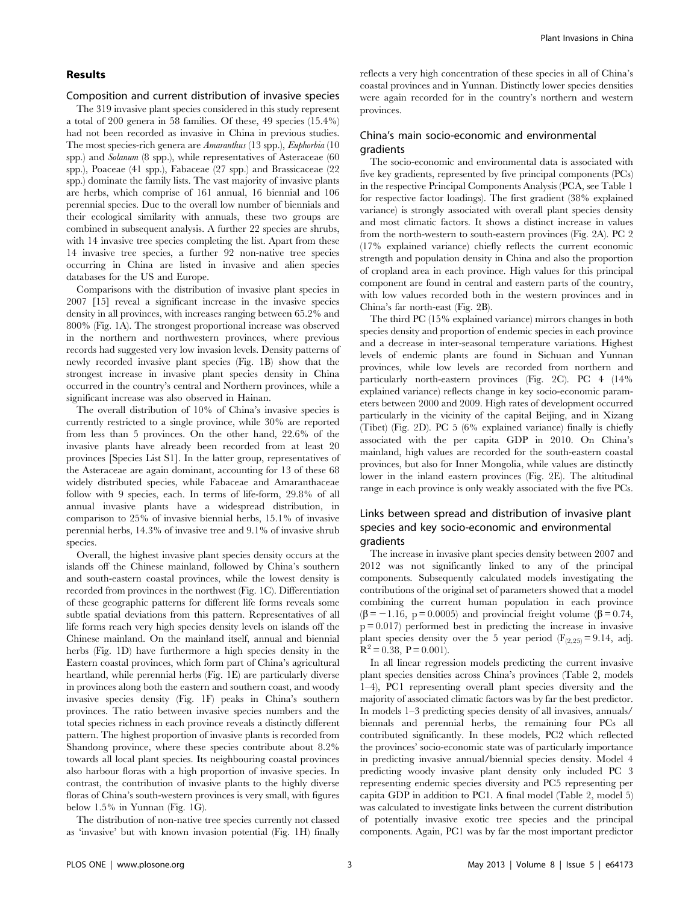## Results

### Composition and current distribution of invasive species

The 319 invasive plant species considered in this study represent a total of 200 genera in 58 families. Of these, 49 species (15.4%) had not been recorded as invasive in China in previous studies. The most species-rich genera are *Amaranthus* (13 spp.), *Euphorbia* (10 spp.) and *Solanum* (8 spp.), while representatives of Asteraceae (60 spp.), Poaceae (41 spp.), Fabaceae (27 spp.) and Brassicaceae (22 spp.) dominate the family lists. The vast majority of invasive plants are herbs, which comprise of 161 annual, 16 biennial and 106 perennial species. Due to the overall low number of biennials and their ecological similarity with annuals, these two groups are combined in subsequent analysis. A further 22 species are shrubs, with 14 invasive tree species completing the list. Apart from these 14 invasive tree species, a further 92 non-native tree species occurring in China are listed in invasive and alien species databases for the US and Europe.

Comparisons with the distribution of invasive plant species in 2007 [15] reveal a significant increase in the invasive species density in all provinces, with increases ranging between 65.2% and 800% (Fig. 1A). The strongest proportional increase was observed in the northern and northwestern provinces, where previous records had suggested very low invasion levels. Density patterns of newly recorded invasive plant species (Fig. 1B) show that the strongest increase in invasive plant species density in China occurred in the country's central and Northern provinces, while a significant increase was also observed in Hainan.

The overall distribution of 10% of China's invasive species is currently restricted to a single province, while 30% are reported from less than 5 provinces. On the other hand, 22.6% of the invasive plants have already been recorded from at least 20 provinces [Species List S1]. In the latter group, representatives of the Asteraceae are again dominant, accounting for 13 of these 68 widely distributed species, while Fabaceae and Amaranthaceae follow with 9 species, each. In terms of life-form, 29.8% of all annual invasive plants have a widespread distribution, in comparison to 25% of invasive biennial herbs, 15.1% of invasive perennial herbs, 14.3% of invasive tree and 9.1% of invasive shrub species.

Overall, the highest invasive plant species density occurs at the islands off the Chinese mainland, followed by China's southern and south-eastern coastal provinces, while the lowest density is recorded from provinces in the northwest (Fig. 1C). Differentiation of these geographic patterns for different life forms reveals some subtle spatial deviations from this pattern. Representatives of all life forms reach very high species density levels on islands off the Chinese mainland. On the mainland itself, annual and biennial herbs (Fig. 1D) have furthermore a high species density in the Eastern coastal provinces, which form part of China's agricultural heartland, while perennial herbs (Fig. 1E) are particularly diverse in provinces along both the eastern and southern coast, and woody invasive species density (Fig. 1F) peaks in China's southern provinces. The ratio between invasive species numbers and the total species richness in each province reveals a distinctly different pattern. The highest proportion of invasive plants is recorded from Shandong province, where these species contribute about 8.2% towards all local plant species. Its neighbouring coastal provinces also harbour floras with a high proportion of invasive species. In contrast, the contribution of invasive plants to the highly diverse floras of China's south-western provinces is very small, with figures below 1.5% in Yunnan (Fig. 1G).

The distribution of non-native tree species currently not classed as 'invasive' but with known invasion potential (Fig. 1H) finally reflects a very high concentration of these species in all of China's coastal provinces and in Yunnan. Distinctly lower species densities were again recorded for in the country's northern and western provinces.

### China's main socio-economic and environmental gradients

The socio-economic and environmental data is associated with five key gradients, represented by five principal components (PCs) in the respective Principal Components Analysis (PCA, see Table 1 for respective factor loadings). The first gradient (38% explained variance) is strongly associated with overall plant species density and most climatic factors. It shows a distinct increase in values from the north-western to south-eastern provinces (Fig. 2A). PC 2 (17% explained variance) chiefly reflects the current economic strength and population density in China and also the proportion of cropland area in each province. High values for this principal component are found in central and eastern parts of the country, with low values recorded both in the western provinces and in China's far north-east (Fig. 2B).

The third PC (15% explained variance) mirrors changes in both species density and proportion of endemic species in each province and a decrease in inter-seasonal temperature variations. Highest levels of endemic plants are found in Sichuan and Yunnan provinces, while low levels are recorded from northern and particularly north-eastern provinces (Fig. 2C). PC 4 (14% explained variance) reflects change in key socio-economic parameters between 2000 and 2009. High rates of development occurred particularly in the vicinity of the capital Beijing, and in Xizang (Tibet) (Fig. 2D). PC 5 (6% explained variance) finally is chiefly associated with the per capita GDP in 2010. On China's mainland, high values are recorded for the south-eastern coastal provinces, but also for Inner Mongolia, while values are distinctly lower in the inland eastern provinces (Fig. 2E). The altitudinal range in each province is only weakly associated with the five PCs.

### Links between spread and distribution of invasive plant species and key socio-economic and environmental gradients

The increase in invasive plant species density between 2007 and 2012 was not significantly linked to any of the principal components. Subsequently calculated models investigating the contributions of the original set of parameters showed that a model combining the current human population in each province ($\beta = -1.16$, $p = 0.0005$) and provincial freight volume ($\beta = 0.74$, $p = 0.017$) performed best in predicting the increase in invasive plant species density over the 5 year period ($F_{(2,25)} = 9.14$, adj. $R^2 = 0.38$, $P = 0.001$).

In all linear regression models predicting the current invasive plant species densities across China's provinces (Table 2, models 1–4), PC1 representing overall plant species diversity and the majority of associated climatic factors was by far the best predictor. In models 1–3 predicting species density of all invasives, annuals/biennals and perennial herbs, the remaining four PCs all contributed significantly. In these models, PC2 which reflected the provinces' socio-economic state was of particularly importance in predicting invasive annual/biennial species density. Model 4 predicting woody invasive plant density only included PC 3 representing endemic species diversity and PC5 representing per capita GDP in addition to PC1. A final model (Table 2, model 5) was calculated to investigate links between the current distribution of potentially invasive exotic tree species and the principal components. Again, PC1 was by far the most important predictor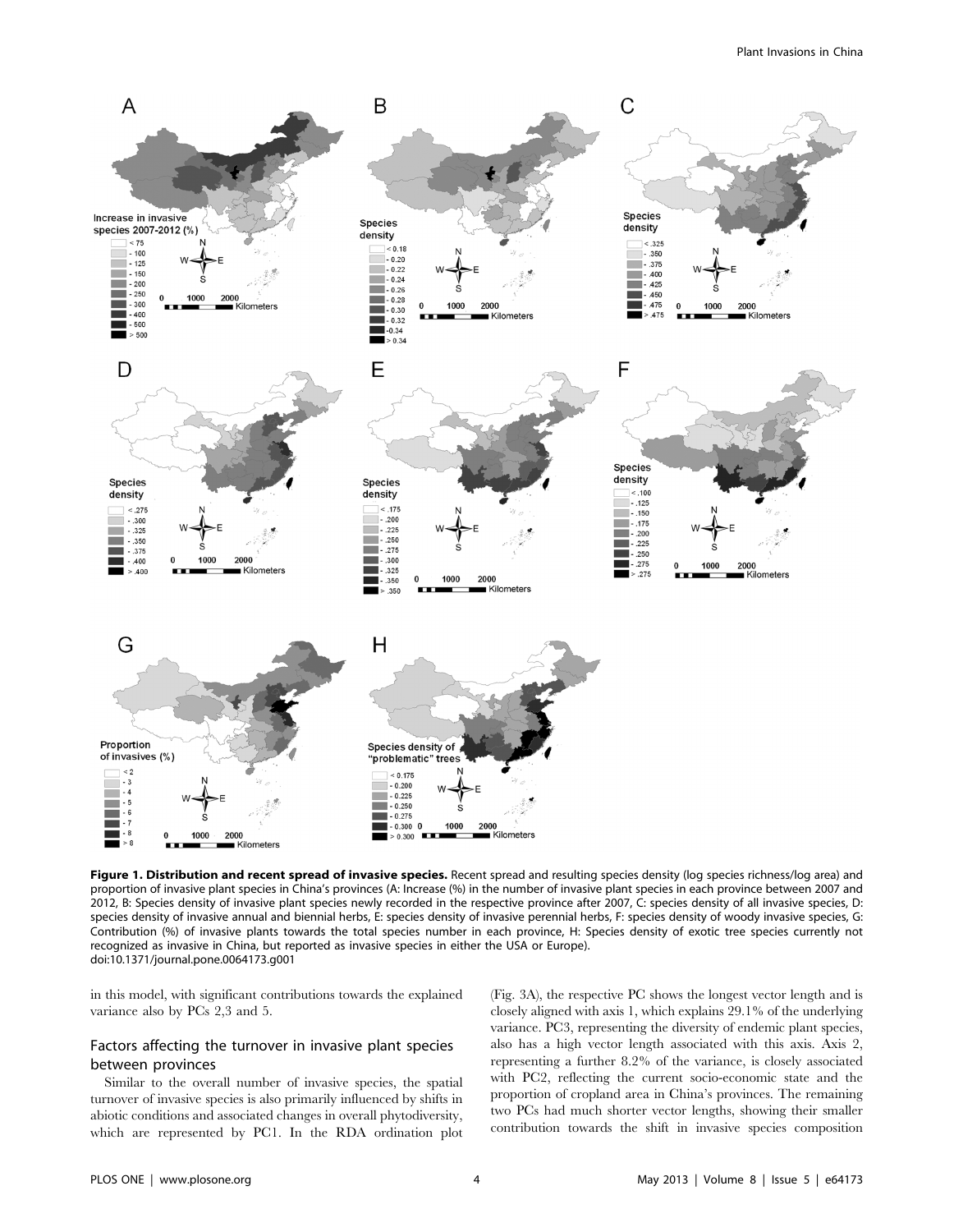**Figure 1. Distribution and recent spread of invasive species.** Recent spread and resulting species density (log species richness/log area) and proportion of invasive plant species in China's provinces (A: Increase (%) in the number of invasive plant species in each province between 2007 and 2012, B: Species density of invasive plant species newly recorded in the respective province after 2007, C: species density of all invasive species, D: species density of invasive annual and biennial herbs, E: species density of invasive perennial herbs, F: species density of woody invasive species, G: Contribution (%) of invasive plants towards the total species number in each province, H: Species density of exotic tree species currently not recognized as invasive in China, but reported as invasive species in either the USA or Europe).
doi:10.1371/journal.pone.0064173.g001

in this model, with significant contributions towards the explained variance also by PCs 2,3 and 5.

### Factors affecting the turnover in invasive plant species between provinces

Similar to the overall number of invasive species, the spatial turnover of invasive species is also primarily influenced by shifts in abiotic conditions and associated changes in overall phytodiversity, which are represented by PC1. In the RDA ordination plot (Fig. 3A), the respective PC shows the longest vector length and is closely aligned with axis 1, which explains 29.1% of the underlying variance. PC3, representing the diversity of endemic plant species, also has a high vector length associated with this axis. Axis 2, representing a further 8.2% of the variance, is closely associated with PC2, reflecting the current socio-economic state and the proportion of cropland area in China's provinces. The remaining two PCs had much shorter vector lengths, showing their smaller contribution towards the shift in invasive species composition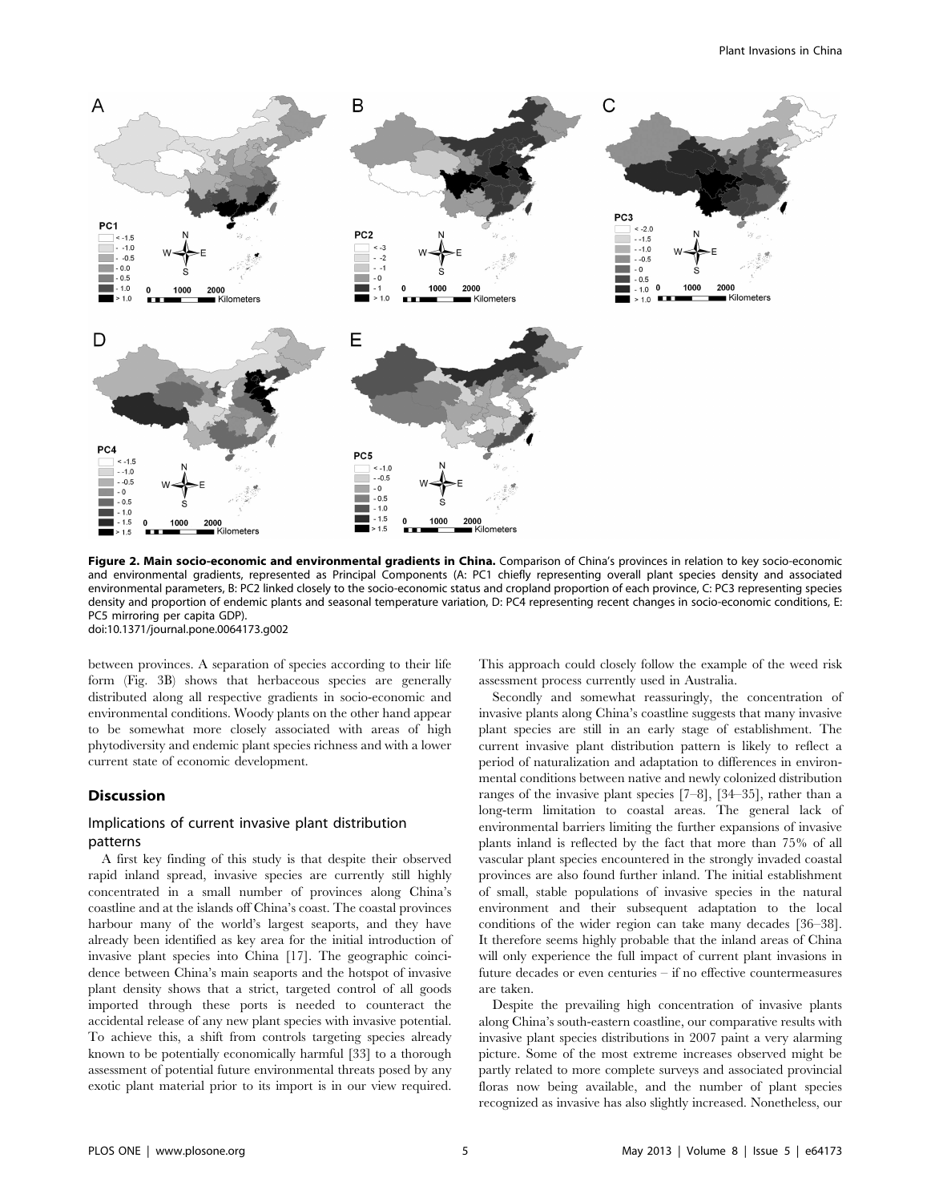**Figure 2. Main socio-economic and environmental gradients in China.** Comparison of China's provinces in relation to key socio-economic and environmental gradients, represented as Principal Components (A: PC1 chiefly representing overall plant species density and associated environmental parameters, B: PC2 linked closely to the socio-economic status and cropland proportion of each province, C: PC3 representing species density and proportion of endemic plants and seasonal temperature variation, D: PC4 representing recent changes in socio-economic conditions, E: PC5 mirroring per capita GDP).
doi:10.1371/journal.pone.0064173.g002

between provinces. A separation of species according to their life form (Fig. 3B) shows that herbaceous species are generally distributed along all respective gradients in socio-economic and environmental conditions. Woody plants on the other hand appear to be somewhat more closely associated with areas of high phytodiversity and endemic plant species richness and with a lower current state of economic development.

## Discussion

### Implications of current invasive plant distribution patterns

A first key finding of this study is that despite their observed rapid inland spread, invasive species are currently still highly concentrated in a small number of provinces along China's coastline and at the islands off China's coast. The coastal provinces harbour many of the world's largest seaports, and they have already been identified as key area for the initial introduction of invasive plant species into China [17]. The geographic coincidence between China's main seaports and the hotspot of invasive plant density shows that a strict, targeted control of all goods imported through these ports is needed to counteract the accidental release of any new plant species with invasive potential. To achieve this, a shift from controls targeting species already known to be potentially economically harmful [33] to a thorough assessment of potential future environmental threats posed by any exotic plant material prior to its import is in our view required. This approach could closely follow the example of the weed risk assessment process currently used in Australia.

Secondly and somewhat reassuringly, the concentration of invasive plants along China's coastline suggests that many invasive plant species are still in an early stage of establishment. The current invasive plant distribution pattern is likely to reflect a period of naturalization and adaptation to differences in environmental conditions between native and newly colonized distribution ranges of the invasive plant species [7–8], [34–35], rather than a long-term limitation to coastal areas. The general lack of environmental barriers limiting the further expansions of invasive plants inland is reflected by the fact that more than 75% of all vascular plant species encountered in the strongly invaded coastal provinces are also found further inland. The initial establishment of small, stable populations of invasive species in the natural environment and their subsequent adaptation to the local conditions of the wider region can take many decades [36–38]. It therefore seems highly probable that the inland areas of China will only experience the full impact of current plant invasions in future decades or even centuries – if no effective countermeasures are taken.

Despite the prevailing high concentration of invasive plants along China's south-eastern coastline, our comparative results with invasive plant species distributions in 2007 paint a very alarming picture. Some of the most extreme increases observed might be partly related to more complete surveys and associated provincial floras now being available, and the number of plant species recognized as invasive has also slightly increased. Nonetheless, our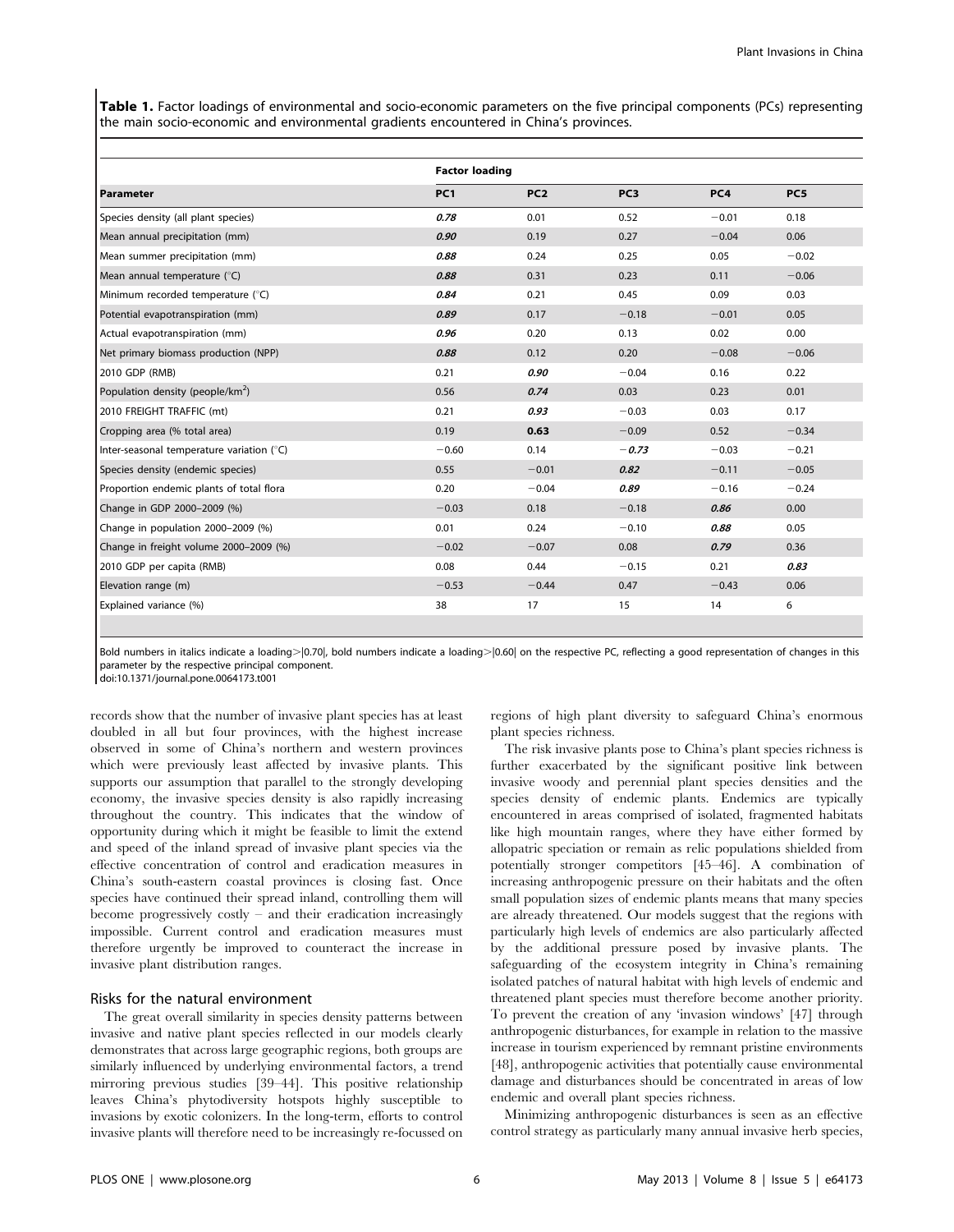**Table 1.** Factor loadings of environmental and socio-economic parameters on the five principal components (PCs) representing the main socio-economic and environmental gradients encountered in China's provinces.

| | Factor loading | | | | |
|---|---|---|---|---|---|
| **Parameter** | PC1 | PC2 | PC3 | PC4 | PC5 |
| Species density (all plant species) | ***0.78*** | 0.01 | 0.52 | −0.01 | 0.18 |
| Mean annual precipitation (mm) | ***0.90*** | 0.19 | 0.27 | −0.04 | 0.06 |
| Mean summer precipitation (mm) | ***0.88*** | 0.24 | 0.25 | 0.05 | −0.02 |
| Mean annual temperature (°C) | ***0.88*** | 0.31 | 0.23 | 0.11 | −0.06 |
| Minimum recorded temperature (°C) | ***0.84*** | 0.21 | 0.45 | 0.09 | 0.03 |
| Potential evapotranspiration (mm) | ***0.89*** | 0.17 | −0.18 | −0.01 | 0.05 |
| Actual evapotranspiration (mm) | ***0.96*** | 0.20 | 0.13 | 0.02 | 0.00 |
| Net primary biomass production (NPP) | ***0.88*** | 0.12 | 0.20 | −0.08 | −0.06 |
| 2010 GDP (RMB) | 0.21 | ***0.90*** | −0.04 | 0.16 | 0.22 |
| Population density (people/km$^2$) | 0.56 | ***0.74*** | 0.03 | 0.23 | 0.01 |
| 2010 FREIGHT TRAFFIC (mt) | 0.21 | ***0.93*** | −0.03 | 0.03 | 0.17 |
| Cropping area (% total area) | 0.19 | **0.63** | −0.09 | 0.52 | −0.34 |
| Inter-seasonal temperature variation (°C) | −0.60 | 0.14 | ***−0.73*** | −0.03 | −0.21 |
| Species density (endemic species) | 0.55 | −0.01 | ***0.82*** | −0.11 | −0.05 |
| Proportion endemic plants of total flora | 0.20 | −0.04 | ***0.89*** | −0.16 | −0.24 |
| Change in GDP 2000–2009 (%) | −0.03 | 0.18 | −0.18 | ***0.86*** | 0.00 |
| Change in population 2000–2009 (%) | 0.01 | 0.24 | −0.10 | ***0.88*** | 0.05 |
| Change in freight volume 2000–2009 (%) | −0.02 | −0.07 | 0.08 | ***0.79*** | 0.36 |
| 2010 GDP per capita (RMB) | 0.08 | 0.44 | −0.15 | 0.21 | ***0.83*** |
| Elevation range (m) | −0.53 | −0.44 | 0.47 | −0.43 | 0.06 |
| Explained variance (%) | 38 | 17 | 15 | 14 | 6 |

Bold numbers in italics indicate a loading>|0.70|, bold numbers indicate a loading>|0.60| on the respective PC, reflecting a good representation of changes in this parameter by the respective principal component.
doi:10.1371/journal.pone.0064173.t001

records show that the number of invasive plant species has at least doubled in all but four provinces, with the highest increase observed in some of China's northern and western provinces which were previously least affected by invasive plants. This supports our assumption that parallel to the strongly developing economy, the invasive species density is also rapidly increasing throughout the country. This indicates that the window of opportunity during which it might be feasible to limit the extend and speed of the inland spread of invasive plant species via the effective concentration of control and eradication measures in China's south-eastern coastal provinces is closing fast. Once species have continued their spread inland, controlling them will become progressively costly – and their eradication increasingly impossible. Current control and eradication measures must therefore urgently be improved to counteract the increase in invasive plant distribution ranges.

### Risks for the natural environment

The great overall similarity in species density patterns between invasive and native plant species reflected in our models clearly demonstrates that across large geographic regions, both groups are similarly influenced by underlying environmental factors, a trend mirroring previous studies [39–44]. This positive relationship leaves China's phytodiversity hotspots highly susceptible to invasions by exotic colonizers. In the long-term, efforts to control invasive plants will therefore need to be increasingly re-focussed on regions of high plant diversity to safeguard China's enormous plant species richness.

The risk invasive plants pose to China's plant species richness is further exacerbated by the significant positive link between invasive woody and perennial plant species densities and the species density of endemic plants. Endemics are typically encountered in areas comprised of isolated, fragmented habitats like high mountain ranges, where they have either formed by allopatric speciation or remain as relic populations shielded from potentially stronger competitors [45–46]. A combination of increasing anthropogenic pressure on their habitats and the often small population sizes of endemic plants means that many species are already threatened. Our models suggest that the regions with particularly high levels of endemics are also particularly affected by the additional pressure posed by invasive plants. The safeguarding of the ecosystem integrity in China's remaining isolated patches of natural habitat with high levels of endemic and threatened plant species must therefore become another priority. To prevent the creation of any 'invasion windows' [47] through anthropogenic disturbances, for example in relation to the massive increase in tourism experienced by remnant pristine environments [48], anthropogenic activities that potentially cause environmental damage and disturbances should be concentrated in areas of low endemic and overall plant species richness.

Minimizing anthropogenic disturbances is seen as an effective control strategy as particularly many annual invasive herb species,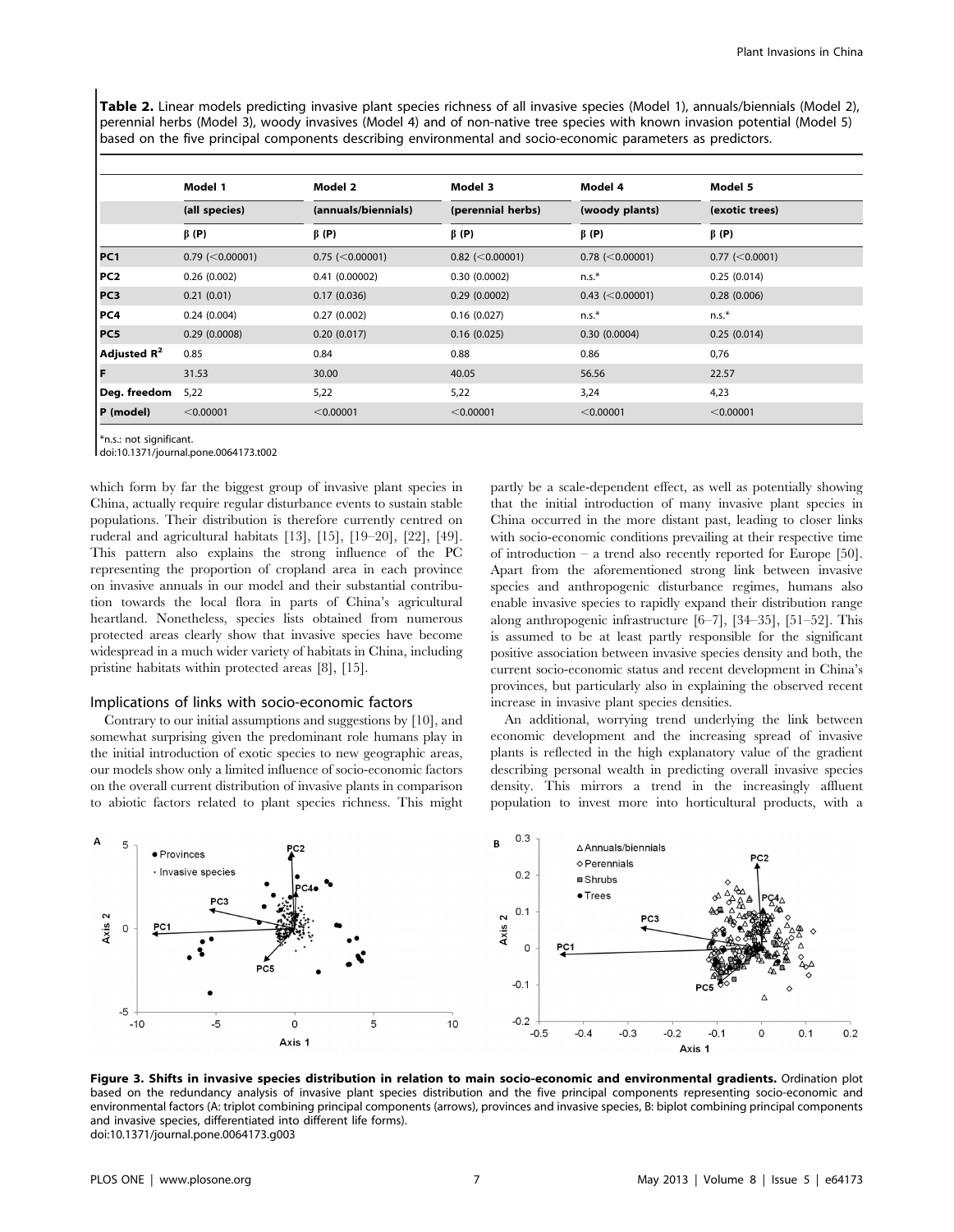**Table 2.** Linear models predicting invasive plant species richness of all invasive species (Model 1), annuals/biennials (Model 2), perennial herbs (Model 3), woody invasives (Model 4) and of non-native tree species with known invasion potential (Model 5) based on the five principal components describing environmental and socio-economic parameters as predictors.

| | Model 1 | Model 2 | Model 3 | Model 4 | Model 5 |
|---|---|---|---|---|---|
| | (all species) | (annuals/biennials) | (perennial herbs) | (woody plants) | (exotic trees) |
| | β (P) | β (P) | β (P) | β (P) | β (P) |
| PC1 | 0.79 (<0.00001) | 0.75 (<0.00001) | 0.82 (<0.00001) | 0.78 (<0.00001) | 0.77 (<0.0001) |
| PC2 | 0.26 (0.002) | 0.41 (0.00002) | 0.30 (0.0002) | n.s.* | 0.25 (0.014) |
| PC3 | 0.21 (0.01) | 0.17 (0.036) | 0.29 (0.0002) | 0.43 (<0.00001) | 0.28 (0.006) |
| PC4 | 0.24 (0.004) | 0.27 (0.002) | 0.16 (0.027) | n.s.* | n.s.* |
| PC5 | 0.29 (0.0008) | 0.20 (0.017) | 0.16 (0.025) | 0.30 (0.0004) | 0.25 (0.014) |
| Adjusted $R^2$ | 0.85 | 0.84 | 0.88 | 0.86 | 0,76 |
| F | 31.53 | 30.00 | 40.05 | 56.56 | 22.57 |
| Deg. freedom | 5,22 | 5,22 | 5,22 | 3,24 | 4,23 |
| P (model) | <0.00001 | <0.00001 | <0.00001 | <0.00001 | <0.00001 |

*n.s.: not significant.
doi:10.1371/journal.pone.0064173.t002

which form by far the biggest group of invasive plant species in China, actually require regular disturbance events to sustain stable populations. Their distribution is therefore currently centred on ruderal and agricultural habitats [13], [15], [19–20], [22], [49]. This pattern also explains the strong influence of the PC representing the proportion of cropland area in each province on invasive annuals in our model and their substantial contribution towards the local flora in parts of China's agricultural heartland. Nonetheless, species lists obtained from numerous protected areas clearly show that invasive species have become widespread in a much wider variety of habitats in China, including pristine habitats within protected areas [8], [15].

## Implications of links with socio-economic factors

Contrary to our initial assumptions and suggestions by [10], and somewhat surprising given the predominant role humans play in the initial introduction of exotic species to new geographic areas, our models show only a limited influence of socio-economic factors on the overall current distribution of invasive plants in comparison to abiotic factors related to plant species richness. This might partly be a scale-dependent effect, as well as potentially showing that the initial introduction of many invasive plant species in China occurred in the more distant past, leading to closer links with socio-economic conditions prevailing at their respective time of introduction – a trend also recently reported for Europe [50]. Apart from the aforementioned strong link between invasive species and anthropogenic disturbance regimes, humans also enable invasive species to rapidly expand their distribution range along anthropogenic infrastructure [6–7], [34–35], [51–52]. This is assumed to be at least partly responsible for the significant positive association between invasive species density and both, the current socio-economic status and recent development in China's provinces, but particularly also in explaining the observed recent increase in invasive plant species densities.

An additional, worrying trend underlying the link between economic development and the increasing spread of invasive plants is reflected in the high explanatory value of the gradient describing personal wealth in predicting overall invasive species density. This mirrors a trend in the increasingly affluent population to invest more into horticultural products, with a

**Figure 3. Shifts in invasive species distribution in relation to main socio-economic and environmental gradients.** Ordination plot based on the redundancy analysis of invasive plant species distribution and the five principal components representing socio-economic and environmental factors (A: triplot combining principal components (arrows), provinces and invasive species, B: biplot combining principal components and invasive species, differentiated into different life forms).
doi:10.1371/journal.pone.0064173.g003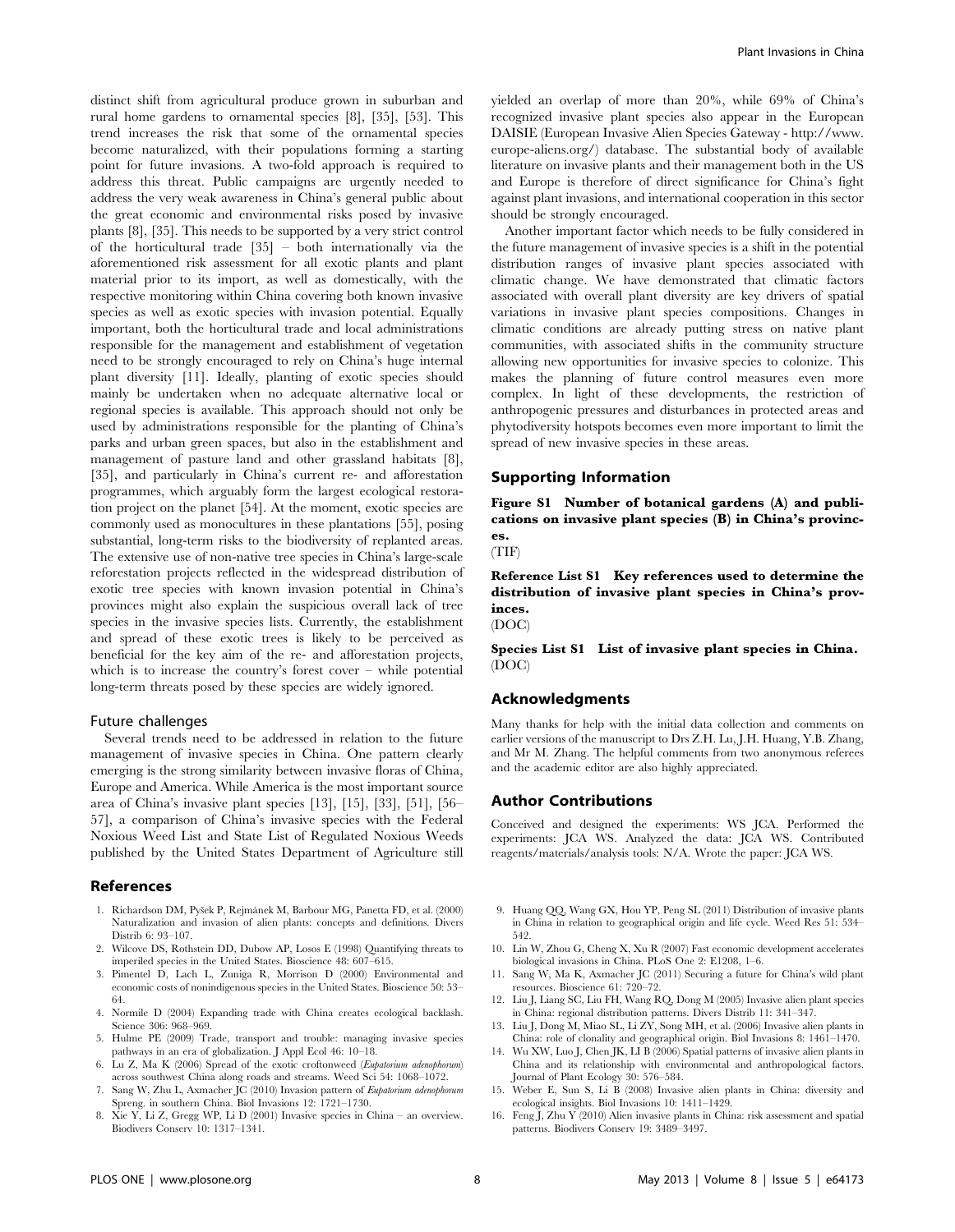distinct shift from agricultural produce grown in suburban and rural home gardens to ornamental species [8], [35], [53]. This trend increases the risk that some of the ornamental species become naturalized, with their populations forming a starting point for future invasions. A two-fold approach is required to address this threat. Public campaigns are urgently needed to address the very weak awareness in China's general public about the great economic and environmental risks posed by invasive plants [8], [35]. This needs to be supported by a very strict control of the horticultural trade [35] – both internationally via the aforementioned risk assessment for all exotic plants and plant material prior to its import, as well as domestically, with the respective monitoring within China covering both known invasive species as well as exotic species with invasion potential. Equally important, both the horticultural trade and local administrations responsible for the management and establishment of vegetation need to be strongly encouraged to rely on China's huge internal plant diversity [11]. Ideally, planting of exotic species should mainly be undertaken when no adequate alternative local or regional species is available. This approach should not only be used by administrations responsible for the planting of China's parks and urban green spaces, but also in the establishment and management of pasture land and other grassland habitats [8], [35], and particularly in China's current re- and afforestation programmes, which arguably form the largest ecological restoration project on the planet [54]. At the moment, exotic species are commonly used as monocultures in these plantations [55], posing substantial, long-term risks to the biodiversity of replanted areas. The extensive use of non-native tree species in China's large-scale reforestation projects reflected in the widespread distribution of exotic tree species with known invasion potential in China's provinces might also explain the suspicious overall lack of tree species in the invasive species lists. Currently, the establishment and spread of these exotic trees is likely to be perceived as beneficial for the key aim of the re- and afforestation projects, which is to increase the country's forest cover – while potential long-term threats posed by these species are widely ignored.

### Future challenges

Several trends need to be addressed in relation to the future management of invasive species in China. One pattern clearly emerging is the strong similarity between invasive floras of China, Europe and America. While America is the most important source area of China's invasive plant species [13], [15], [33], [51], [56–57], a comparison of China's invasive species with the Federal Noxious Weed List and State List of Regulated Noxious Weeds published by the United States Department of Agriculture still yielded an overlap of more than 20%, while 69% of China's recognized invasive plant species also appear in the European DAISIE (European Invasive Alien Species Gateway - http://www.europe-aliens.org/) database. The substantial body of available literature on invasive plants and their management both in the US and Europe is therefore of direct significance for China's fight against plant invasions, and international cooperation in this sector should be strongly encouraged.

Another important factor which needs to be fully considered in the future management of invasive species is a shift in the potential distribution ranges of invasive plant species associated with climatic change. We have demonstrated that climatic factors associated with overall plant diversity are key drivers of spatial variations in invasive plant species compositions. Changes in climatic conditions are already putting stress on native plant communities, with associated shifts in the community structure allowing new opportunities for invasive species to colonize. This makes the planning of future control measures even more complex. In light of these developments, the restriction of anthropogenic pressures and disturbances in protected areas and phytodiversity hotspots becomes even more important to limit the spread of new invasive species in these areas.

## Supporting Information

**Figure S1 Number of botanical gardens (A) and publications on invasive plant species (B) in China's provinces.**
(TIF)

**Reference List S1 Key references used to determine the distribution of invasive plant species in China's provinces.**
(DOC)

**Species List S1 List of invasive plant species in China.**
(DOC)

## Acknowledgments

Many thanks for help with the initial data collection and comments on earlier versions of the manuscript to Drs Z.H. Lu, J.H. Huang, Y.B. Zhang, and Mr M. Zhang. The helpful comments from two anonymous referees and the academic editor are also highly appreciated.

## Author Contributions

Conceived and designed the experiments: WS JCA. Performed the experiments: JCA WS. Analyzed the data: JCA WS. Contributed reagents/materials/analysis tools: N/A. Wrote the paper: JCA WS.

## References

1. Richardson DM, Pyšek P, Rejmánek M, Barbour MG, Panetta FD, et al. (2000) Naturalization and invasion of alien plants: concepts and definitions. Divers Distrib 6: 93–107.
2. Wilcove DS, Rothstein DD, Dubow AP, Losos E (1998) Quantifying threats to imperiled species in the United States. Bioscience 48: 607–615.
3. Pimentel D, Lach L, Zuniga R, Morrison D (2000) Environmental and economic costs of nonindigenous species in the United States. Bioscience 50: 53–64.
4. Normile D (2004) Expanding trade with China creates ecological backlash. Science 306: 968–969.
5. Hulme PE (2009) Trade, transport and trouble: managing invasive species pathways in an era of globalization. J Appl Ecol 46: 10–18.
6. Lu Z, Ma K (2006) Spread of the exotic croftonweed (*Eupatorium adenophorum*) across southwest China along roads and streams. Weed Sci 54: 1068–1072.
7. Sang W, Zhu L, Axmacher JC (2010) Invasion pattern of *Eupatorium adenophorum* Spreng. in southern China. Biol Invasions 12: 1721–1730.
8. Xie Y, Li Z, Gregg WP, Li D (2001) Invasive species in China – an overview. Biodivers Conserv 10: 1317–1341.
9. Huang QQ, Wang GX, Hou YP, Peng SL (2011) Distribution of invasive plants in China in relation to geographical origin and life cycle. Weed Res 51: 534–542.
10. Lin W, Zhou G, Cheng X, Xu R (2007) Fast economic development accelerates biological invasions in China. PLoS One 2: E1208, 1–6.
11. Sang W, Ma K, Axmacher JC (2011) Securing a future for China's wild plant resources. Bioscience 61: 720–72.
12. Liu J, Liang SC, Liu FH, Wang RQ, Dong M (2005) Invasive alien plant species in China: regional distribution patterns. Divers Distrib 11: 341–347.
13. Liu J, Dong M, Miao SL, Li ZY, Song MH, et al. (2006) Invasive alien plants in China: role of clonality and geographical origin. Biol Invasions 8: 1461–1470.
14. Wu XW, Luo J, Chen JK, LI B (2006) Spatial patterns of invasive alien plants in China and its relationship with environmental and anthropological factors. Journal of Plant Ecology 30: 576–584.
15. Weber E, Sun S, Li B (2008) Invasive alien plants in China: diversity and ecological insights. Biol Invasions 10: 1411–1429.
16. Feng J, Zhu Y (2010) Alien invasive plants in China: risk assessment and spatial patterns. Biodivers Conserv 19: 3489–3497.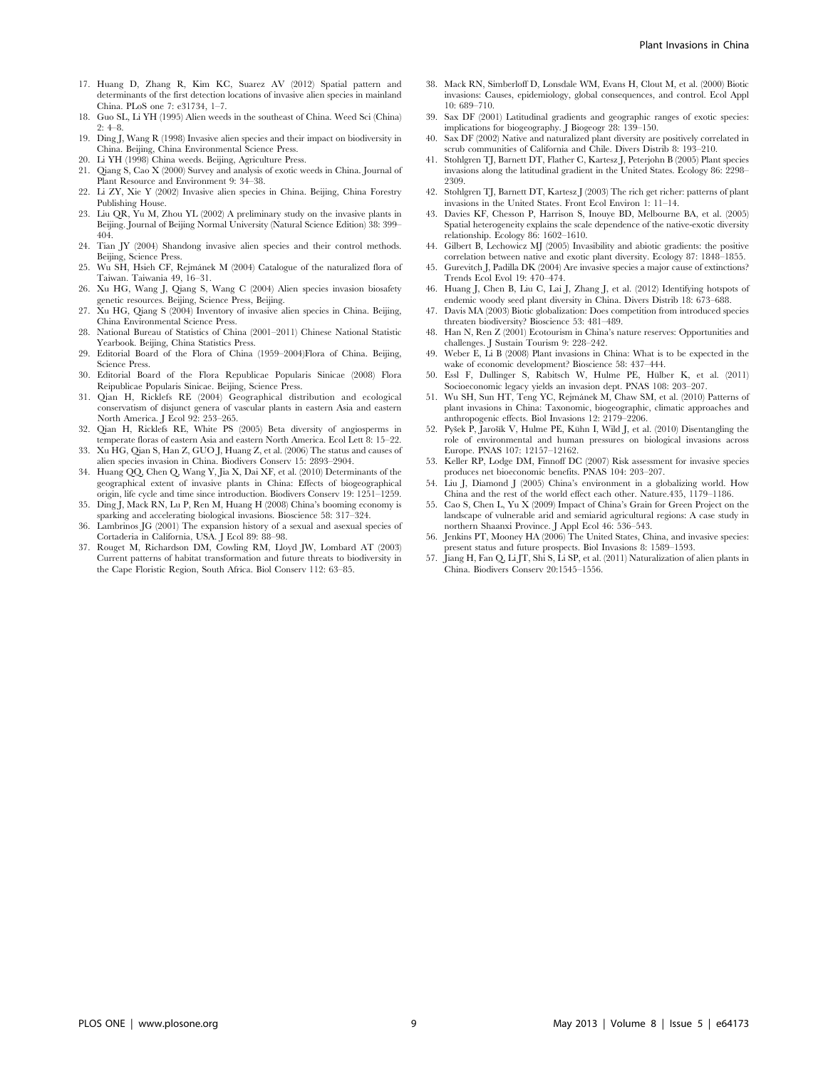17. Huang D, Zhang R, Kim KC, Suarez AV (2012) Spatial pattern and determinants of the first detection locations of invasive alien species in mainland China. PLoS one 7: e31734, 1–7.
18. Guo SL, Li YH (1995) Alien weeds in the southeast of China. Weed Sci (China) 2: 4–8.
19. Ding J, Wang R (1998) Invasive alien species and their impact on biodiversity in China. Beijing, China Environmental Science Press.
20. Li YH (1998) China weeds. Beijing, Agriculture Press.
21. Qiang S, Cao X (2000) Survey and analysis of exotic weeds in China. Journal of Plant Resource and Environment 9: 34–38.
22. Li ZY, Xie Y (2002) Invasive alien species in China. Beijing, China Forestry Publishing House.
23. Liu QR, Yu M, Zhou YL (2002) A preliminary study on the invasive plants in Beijing. Journal of Beijing Normal University (Natural Science Edition) 38: 399–404.
24. Tian JY (2004) Shandong invasive alien species and their control methods. Beijing, Science Press.
25. Wu SH, Hsieh CF, Rejmánek M (2004) Catalogue of the naturalized flora of Taiwan. Taiwania 49, 16–31.
26. Xu HG, Wang J, Qiang S, Wang C (2004) Alien species invasion biosafety genetic resources. Beijing, Science Press, Beijing.
27. Xu HG, Qiang S (2004) Inventory of invasive alien species in China. Beijing, China Environmental Science Press.
28. National Bureau of Statistics of China (2001–2011) Chinese National Statistic Yearbook. Beijing, China Statistics Press.
29. Editorial Board of the Flora of China (1959–2004)Flora of China. Beijing, Science Press.
30. Editorial Board of the Flora Republicae Popularis Sinicae (2008) Flora Reipublicae Popularis Sinicae. Beijing, Science Press.
31. Qian H, Ricklefs RE (2004) Geographical distribution and ecological conservatism of disjunct genera of vascular plants in eastern Asia and eastern North America. J Ecol 92: 253–265.
32. Qian H, Ricklefs RE, White PS (2005) Beta diversity of angiosperms in temperate floras of eastern Asia and eastern North America. Ecol Lett 8: 15–22.
33. Xu HG, Qian S, Han Z, GUO J, Huang Z, et al. (2006) The status and causes of alien species invasion in China. Biodivers Conserv 15: 2893–2904.
34. Huang QQ, Chen Q, Wang Y, Jia X, Dai XF, et al. (2010) Determinants of the geographical extent of invasive plants in China: Effects of biogeographical origin, life cycle and time since introduction. Biodivers Conserv 19: 1251–1259.
35. Ding J, Mack RN, Lu P, Ren M, Huang H (2008) China's booming economy is sparking and accelerating biological invasions. Bioscience 58: 317–324.
36. Lambrinos JG (2001) The expansion history of a sexual and asexual species of Cortaderia in California, USA. J Ecol 89: 88–98.
37. Rouget M, Richardson DM, Cowling RM, Lloyd JW, Lombard AT (2003) Current patterns of habitat transformation and future threats to biodiversity in the Cape Floristic Region, South Africa. Biol Conserv 112: 63–85.
38. Mack RN, Simberloff D, Lonsdale WM, Evans H, Clout M, et al. (2000) Biotic invasions: Causes, epidemiology, global consequences, and control. Ecol Appl 10: 689–710.
39. Sax DF (2001) Latitudinal gradients and geographic ranges of exotic species: implications for biogeography. J Biogeogr 28: 139–150.
40. Sax DF (2002) Native and naturalized plant diversity are positively correlated in scrub communities of California and Chile. Divers Distrib 8: 193–210.
41. Stohlgren TJ, Barnett DT, Flather C, Kartesz J, Peterjohn B (2005) Plant species invasions along the latitudinal gradient in the United States. Ecology 86: 2298–2309.
42. Stohlgren TJ, Barnett DT, Kartesz J (2003) The rich get richer: patterns of plant invasions in the United States. Front Ecol Environ 1: 11–14.
43. Davies KF, Chesson P, Harrison S, Inouye BD, Melbourne BA, et al. (2005) Spatial heterogeneity explains the scale dependence of the native-exotic diversity relationship. Ecology 86: 1602–1610.
44. Gilbert B, Lechowicz MJ (2005) Invasibility and abiotic gradients: the positive correlation between native and exotic plant diversity. Ecology 87: 1848–1855.
45. Gurevitch J, Padilla DK (2004) Are invasive species a major cause of extinctions? Trends Ecol Evol 19: 470–474.
46. Huang J, Chen B, Liu C, Lai J, Zhang J, et al. (2012) Identifying hotspots of endemic woody seed plant diversity in China. Divers Distrib 18: 673–688.
47. Davis MA (2003) Biotic globalization: Does competition from introduced species threaten biodiversity? Bioscience 53: 481–489.
48. Han N, Ren Z (2001) Ecotourism in China's nature reserves: Opportunities and challenges. J Sustain Tourism 9: 228–242.
49. Weber E, Li B (2008) Plant invasions in China: What is to be expected in the wake of economic development? Bioscience 58: 437–444.
50. Essl F, Dullinger S, Rabitsch W, Hulme PE, Hülber K, et al. (2011) Socioeconomic legacy yields an invasion dept. PNAS 108: 203–207.
51. Wu SH, Sun HT, Teng YC, Rejmánek M, Chaw SM, et al. (2010) Patterns of plant invasions in China: Taxonomic, biogeographic, climatic approaches and anthropogenic effects. Biol Invasions 12: 2179–2206.
52. Pyšek P, Jarošík V, Hulme PE, Kühn I, Wild J, et al. (2010) Disentangling the role of environmental and human pressures on biological invasions across Europe. PNAS 107: 12157–12162.
53. Keller RP, Lodge DM, Finnoff DC (2007) Risk assessment for invasive species produces net bioeconomic benefits. PNAS 104: 203–207.
54. Liu J, Diamond J (2005) China's environment in a globalizing world. How China and the rest of the world effect each other. Nature.435, 1179–1186.
55. Cao S, Chen L, Yu X (2009) Impact of China's Grain for Green Project on the landscape of vulnerable arid and semiarid agricultural regions: A case study in northern Shaanxi Province. J Appl Ecol 46: 536–543.
56. Jenkins PT, Mooney HA (2006) The United States, China, and invasive species: present status and future prospects. Biol Invasions 8: 1589–1593.
57. Jiang H, Fan Q, Li JT, Shi S, Li SP, et al. (2011) Naturalization of alien plants in China. Biodivers Conserv 20:1545–1556.